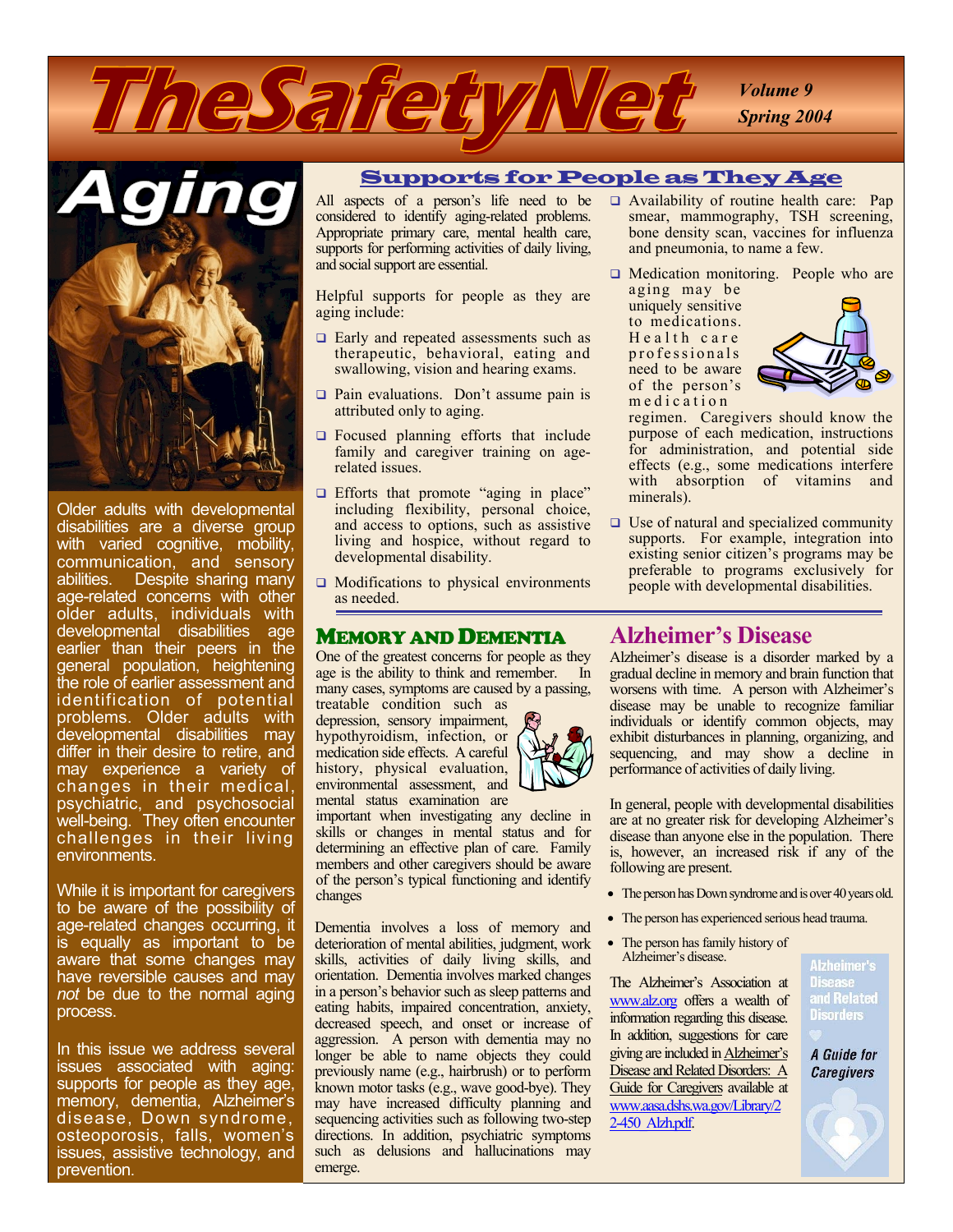# TheSafetyNet

*Volume 9*
*Spring 2004*

## Aging

Older adults with developmental disabilities are a diverse group with varied cognitive, mobility, communication, and sensory abilities. Despite sharing many age-related concerns with other older adults, individuals with developmental disabilities age earlier than their peers in the general population, heightening the role of earlier assessment and identification of potential problems. Older adults with developmental disabilities may differ in their desire to retire, and may experience a variety of changes in their medical, psychiatric, and psychosocial well-being. They often encounter challenges in their living environments.

While it is important for caregivers to be aware of the possibility of age-related changes occurring, it is equally as important to be aware that some changes may have reversible causes and may *not* be due to the normal aging process.

In this issue we address several issues associated with aging: supports for people as they age, memory, dementia, Alzheimer's disease, Down syndrome, osteoporosis, falls, women's issues, assistive technology, and prevention.

## Supports for People as They Age

All aspects of a person's life need to be considered to identify aging-related problems. Appropriate primary care, mental health care, supports for performing activities of daily living, and social support are essential.

Helpful supports for people as they are aging include:

- Early and repeated assessments such as therapeutic, behavioral, eating and swallowing, vision and hearing exams.
- Pain evaluations. Don't assume pain is attributed only to aging.
- Focused planning efforts that include family and caregiver training on age-related issues.
- Efforts that promote "aging in place" including flexibility, personal choice, and access to options, such as assistive living and hospice, without regard to developmental disability.
- Modifications to physical environments as needed.
- Availability of routine health care: Pap smear, mammography, TSH screening, bone density scan, vaccines for influenza and pneumonia, to name a few.
- Medication monitoring. People who are aging may be uniquely sensitive to medications. Health care professionals need to be aware of the person's medication regimen. Caregivers should know the purpose of each medication, instructions for administration, and potential side effects (e.g., some medications interfere with absorption of vitamins and minerals).
- Use of natural and specialized community supports. For example, integration into existing senior citizen's programs may be preferable to programs exclusively for people with developmental disabilities.

## Memory and Dementia

One of the greatest concerns for people as they age is the ability to think and remember. In many cases, symptoms are caused by a passing, treatable condition such as depression, sensory impairment, hypothyroidism, infection, or medication side effects. A careful history, physical evaluation, environmental assessment, and mental status examination are important when investigating any decline in skills or changes in mental status and for determining an effective plan of care. Family members and other caregivers should be aware of the person's typical functioning and identify changes

Dementia involves a loss of memory and deterioration of mental abilities, judgment, work skills, activities of daily living skills, and orientation. Dementia involves marked changes in a person's behavior such as sleep patterns and eating habits, impaired concentration, anxiety, decreased speech, and onset or increase of aggression. A person with dementia may no longer be able to name objects they could previously name (e.g., hairbrush) or to perform known motor tasks (e.g., wave good-bye). They may have increased difficulty planning and sequencing activities such as following two-step directions. In addition, psychiatric symptoms such as delusions and hallucinations may emerge.

## Alzheimer's Disease

Alzheimer's disease is a disorder marked by a gradual decline in memory and brain function that worsens with time. A person with Alzheimer's disease may be unable to recognize familiar individuals or identify common objects, may exhibit disturbances in planning, organizing, and sequencing, and may show a decline in performance of activities of daily living.

In general, people with developmental disabilities are at no greater risk for developing Alzheimer's disease than anyone else in the population. There is, however, an increased risk if any of the following are present.

- The person has Down syndrome and is over 40 years old.
- The person has experienced serious head trauma.
- The person has family history of Alzheimer's disease.

The Alzheimer's Association at www.alz.org offers a wealth of information regarding this disease. In addition, suggestions for care giving are included in Alzheimer's Disease and Related Disorders: A Guide for Caregivers available at www.aasa.dshs.wa.gov/Library/22-450_Alzh.pdf.

Alzheimer's Disease and Related Disorders

*A Guide for Caregivers*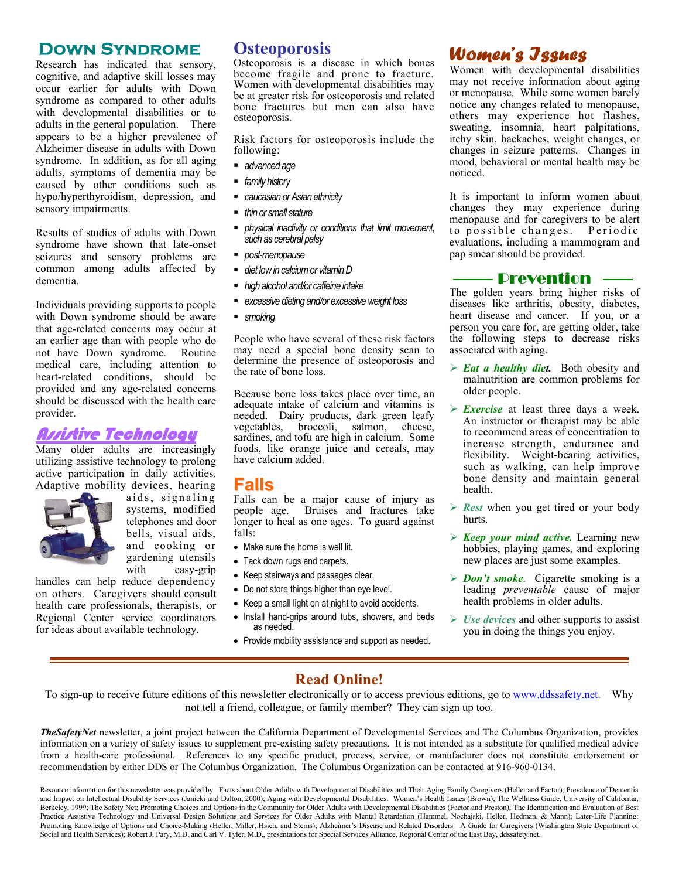## Down Syndrome

Research has indicated that sensory, cognitive, and adaptive skill losses may occur earlier for adults with Down syndrome as compared to other adults with developmental disabilities or to adults in the general population. There appears to be a higher prevalence of Alzheimer disease in adults with Down syndrome. In addition, as for all aging adults, symptoms of dementia may be caused by other conditions such as hypo/hyperthyroidism, depression, and sensory impairments.

Results of studies of adults with Down syndrome have shown that late-onset seizures and sensory problems are common among adults affected by dementia.

Individuals providing supports to people with Down syndrome should be aware that age-related concerns may occur at an earlier age than with people who do not have Down syndrome. Routine medical care, including attention to heart-related conditions, should be provided and any age-related concerns should be discussed with the health care provider.

## Assistive Technology

Many older adults are increasingly utilizing assistive technology to prolong active participation in daily activities. Adaptive mobility devices, hearing aids, signaling systems, modified telephones and door bells, visual aids, and cooking or gardening utensils with easy-grip handles can help reduce dependency on others. Caregivers should consult health care professionals, therapists, or Regional Center service coordinators for ideas about available technology.

## Osteoporosis

Osteoporosis is a disease in which bones become fragile and prone to fracture. Women with developmental disabilities may be at greater risk for osteoporosis and related bone fractures but men can also have osteoporosis.

Risk factors for osteoporosis include the following:

- *advanced age*
- *family history*
- *caucasian or Asian ethnicity*
- *thin or small stature*
- *physical inactivity or conditions that limit movement, such as cerebral palsy*
- *post-menopause*
- *diet low in calcium or vitamin D*
- *high alcohol and/or caffeine intake*
- *excessive dieting and/or excessive weight loss*
- *smoking*

People who have several of these risk factors may need a special bone density scan to determine the presence of osteoporosis and the rate of bone loss.

Because bone loss takes place over time, an adequate intake of calcium and vitamins is needed. Dairy products, dark green leafy vegetables, broccoli, salmon, cheese, sardines, and tofu are high in calcium. Some foods, like orange juice and cereals, may have calcium added.

## Falls

Falls can be a major cause of injury as people age. Bruises and fractures take longer to heal as one ages. To guard against falls:

- Make sure the home is well lit.
- Tack down rugs and carpets.
- Keep stairways and passages clear.
- Do not store things higher than eye level.
- Keep a small light on at night to avoid accidents.
- Install hand-grips around tubs, showers, and beds as needed.
- Provide mobility assistance and support as needed.

## Women's Issues

Women with developmental disabilities may not receive information about aging or menopause. While some women barely notice any changes related to menopause, others may experience hot flashes, sweating, insomnia, heart palpitations, itchy skin, backaches, weight changes, or changes in seizure patterns. Changes in mood, behavioral or mental health may be noticed.

It is important to inform women about changes they may experience during menopause and for caregivers to be alert to possible changes. Periodic evaluations, including a mammogram and pap smear should be provided.

## Prevention

The golden years bring higher risks of diseases like arthritis, obesity, diabetes, heart disease and cancer. If you, or a person you care for, are getting older, take the following steps to decrease risks associated with aging.

- ***Eat a healthy diet.*** Both obesity and malnutrition are common problems for older people.
- ***Exercise*** at least three days a week. An instructor or therapist may be able to recommend areas of concentration to increase strength, endurance and flexibility. Weight-bearing activities, such as walking, can help improve bone density and maintain general health.
- ***Rest*** when you get tired or your body hurts.
- ***Keep your mind active.*** Learning new hobbies, playing games, and exploring new places are just some examples.
- ***Don't smoke***. Cigarette smoking is a leading *preventable* cause of major health problems in older adults.
- *Use devices* and other supports to assist you in doing the things you enjoy.

## Read Online!

To sign-up to receive future editions of this newsletter electronically or to access previous editions, go to www.ddssafety.net. Why not tell a friend, colleague, or family member? They can sign up too.

***TheSafetyNet*** newsletter, a joint project between the California Department of Developmental Services and The Columbus Organization, provides information on a variety of safety issues to supplement pre-existing safety precautions. It is not intended as a substitute for qualified medical advice from a health-care professional. References to any specific product, process, service, or manufacturer does not constitute endorsement or recommendation by either DDS or The Columbus Organization. The Columbus Organization can be contacted at 916-960-0134.

Resource information for this newsletter was provided by: Facts about Older Adults with Developmental Disabilities and Their Aging Family Caregivers (Heller and Factor); Prevalence of Dementia and Impact on Intellectual Disability Services (Janicki and Dalton, 2000); Aging with Developmental Disabilities: Women's Health Issues (Brown); The Wellness Guide, University of California, Berkeley, 1999; The Safety Net; Promoting Choices and Options in the Community for Older Adults with Developmental Disabilities (Factor and Preston); The Identification and Evaluation of Best Practice Assistive Technology and Universal Design Solutions and Services for Older Adults with Mental Retardation (Hammel, Nochajski, Heller, Hedman, & Mann); Later-Life Planning: Promoting Knowledge of Options and Choice-Making (Heller, Miller, Hsieh, and Sterns); Alzheimer's Disease and Related Disorders: A Guide for Caregivers (Washington State Department of Social and Health Services); Robert J. Pary, M.D. and Carl V. Tyler, M.D., presentations for Special Services Alliance, Regional Center of the East Bay, ddssafety.net.